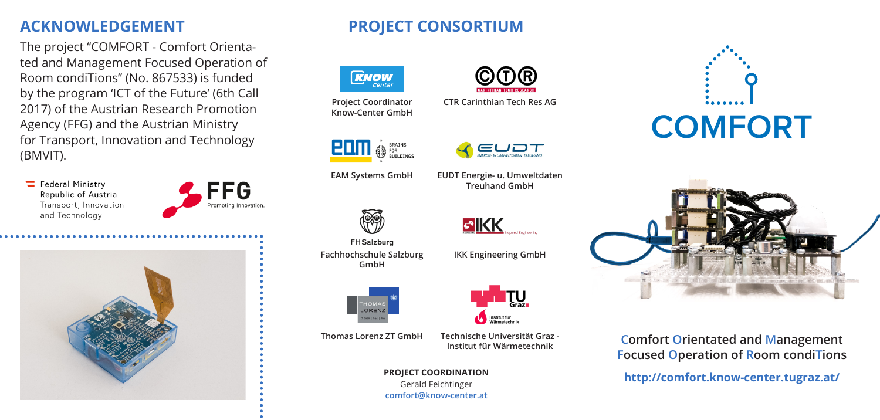## ACKNOWLEDGEMENT

The project "COMFORT - Comfort Orientated and Management Focused Operation of Room condiTions" (No. 867533) is funded by the program 'ICT of the Future' (6th Call 2017) of the Austrian Research Promotion Agency (FFG) and the Austrian Ministry for Transport, Innovation and Technology (BMVIT).

Federal Ministry
Republic of Austria
Transport, Innovation and Technology

FFG
Promoting Innovation.

## PROJECT CONSORTIUM

**Project Coordinator**
**Know-Center GmbH**

**CTR Carinthian Tech Res AG**

**EAM Systems GmbH**

**EUDT Energie- u. Umweltdaten Treuhand GmbH**

**Fachhochschule Salzburg GmbH**

**IKK Engineering GmbH**

**Thomas Lorenz ZT GmbH**

**Technische Universität Graz - Institut für Wärmetechnik**

**PROJECT COORDINATION**
Gerald Feichtinger
comfort@know-center.at

# COMFORT

**Comfort Orientated and Management Focused Operation of Room condiTions**

**http://comfort.know-center.tugraz.at/**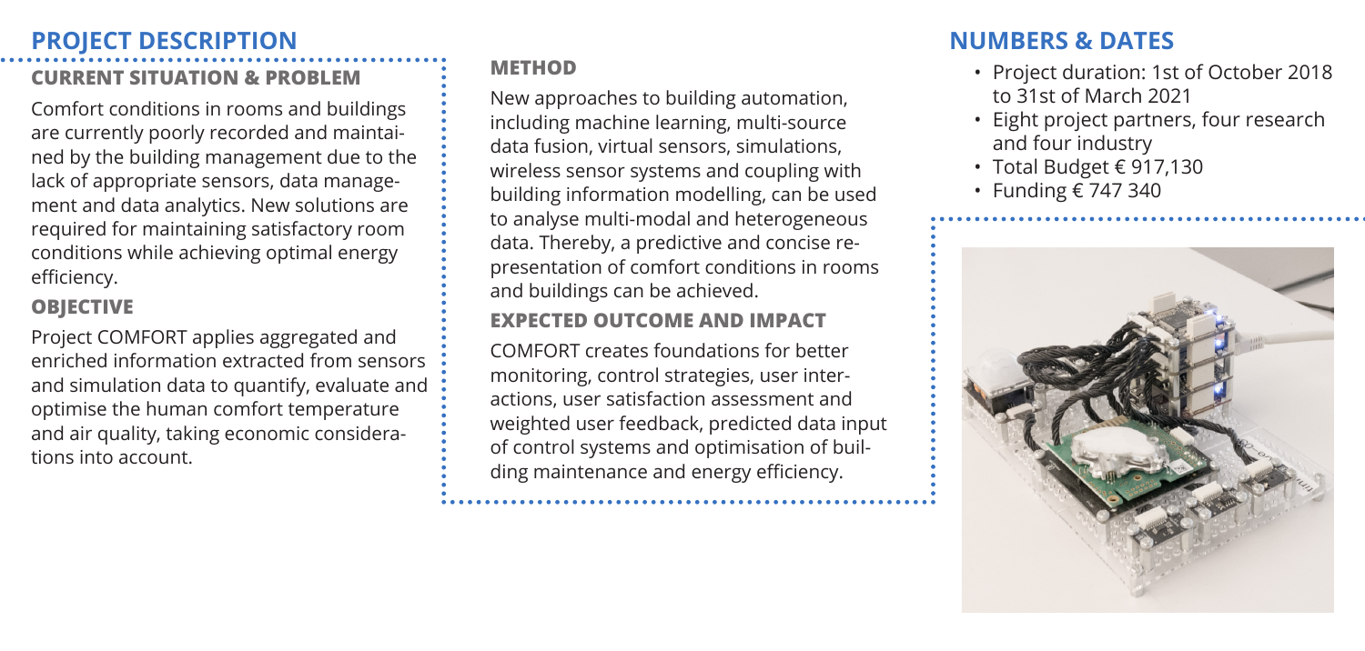## PROJECT DESCRIPTION

### CURRENT SITUATION & PROBLEM

Comfort conditions in rooms and buildings are currently poorly recorded and maintained by the building management due to the lack of appropriate sensors, data management and data analytics. New solutions are required for maintaining satisfactory room conditions while achieving optimal energy efficiency.

### OBJECTIVE

Project COMFORT applies aggregated and enriched information extracted from sensors and simulation data to quantify, evaluate and optimise the human comfort temperature and air quality, taking economic considerations into account.

### METHOD

New approaches to building automation, including machine learning, multi-source data fusion, virtual sensors, simulations, wireless sensor systems and coupling with building information modelling, can be used to analyse multi-modal and heterogeneous data. Thereby, a predictive and concise representation of comfort conditions in rooms and buildings can be achieved.

### EXPECTED OUTCOME AND IMPACT

COMFORT creates foundations for better monitoring, control strategies, user interactions, user satisfaction assessment and weighted user feedback, predicted data input of control systems and optimisation of building maintenance and energy efficiency.

## NUMBERS & DATES

- Project duration: 1st of October 2018 to 31st of March 2021
- Eight project partners, four research and four industry
- Total Budget € 917,130
- Funding € 747 340